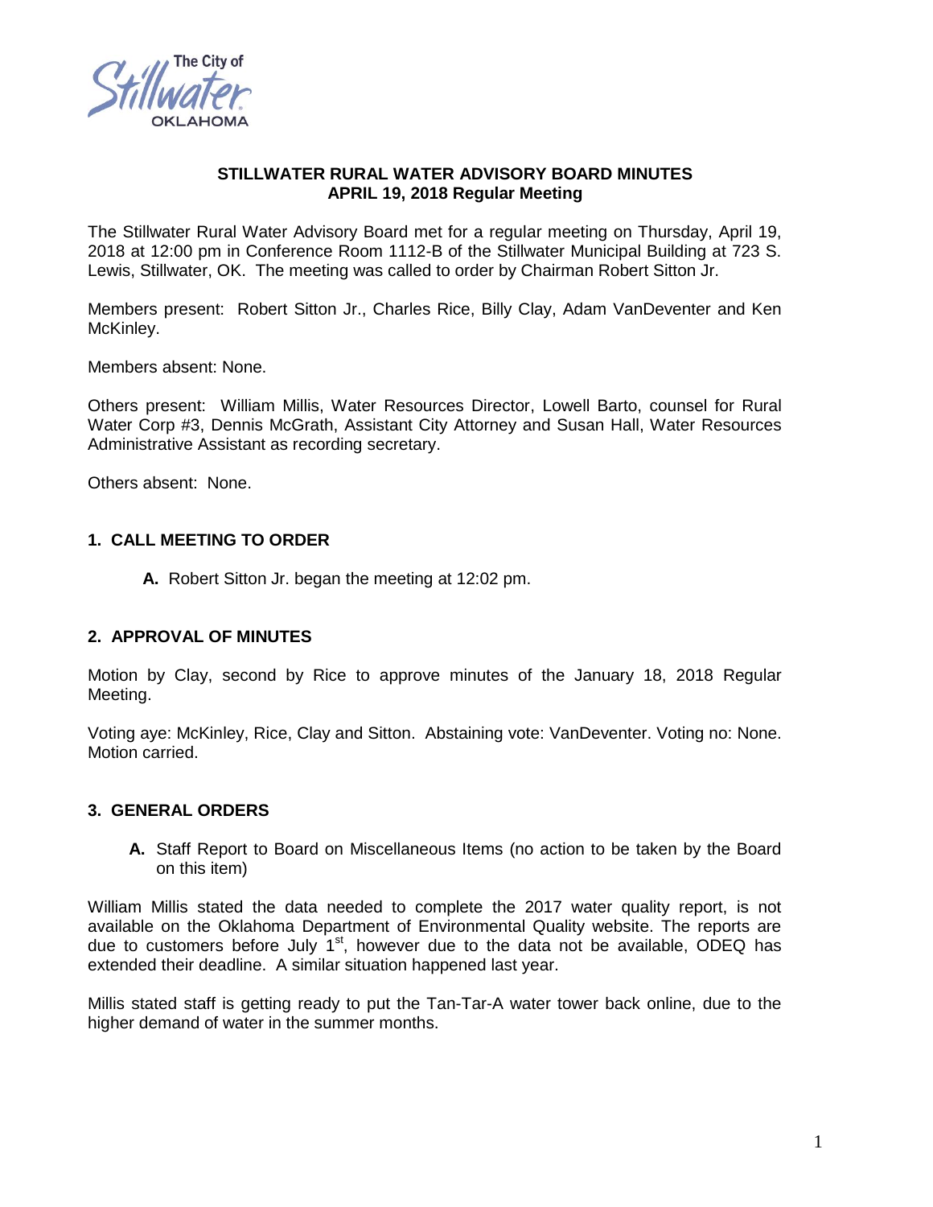The City of Stillwater OKLAHOMA

## STILLWATER RURAL WATER ADVISORY BOARD MINUTES
## APRIL 19, 2018 Regular Meeting

The Stillwater Rural Water Advisory Board met for a regular meeting on Thursday, April 19, 2018 at 12:00 pm in Conference Room 1112-B of the Stillwater Municipal Building at 723 S. Lewis, Stillwater, OK. The meeting was called to order by Chairman Robert Sitton Jr.

Members present: Robert Sitton Jr., Charles Rice, Billy Clay, Adam VanDeventer and Ken McKinley.

Members absent: None.

Others present: William Millis, Water Resources Director, Lowell Barto, counsel for Rural Water Corp #3, Dennis McGrath, Assistant City Attorney and Susan Hall, Water Resources Administrative Assistant as recording secretary.

Others absent: None.

### 1. CALL MEETING TO ORDER

**A.** Robert Sitton Jr. began the meeting at 12:02 pm.

### 2. APPROVAL OF MINUTES

Motion by Clay, second by Rice to approve minutes of the January 18, 2018 Regular Meeting.

Voting aye: McKinley, Rice, Clay and Sitton. Abstaining vote: VanDeventer. Voting no: None. Motion carried.

### 3. GENERAL ORDERS

**A.** Staff Report to Board on Miscellaneous Items (no action to be taken by the Board on this item)

William Millis stated the data needed to complete the 2017 water quality report, is not available on the Oklahoma Department of Environmental Quality website. The reports are due to customers before July 1st, however due to the data not be available, ODEQ has extended their deadline. A similar situation happened last year.

Millis stated staff is getting ready to put the Tan-Tar-A water tower back online, due to the higher demand of water in the summer months.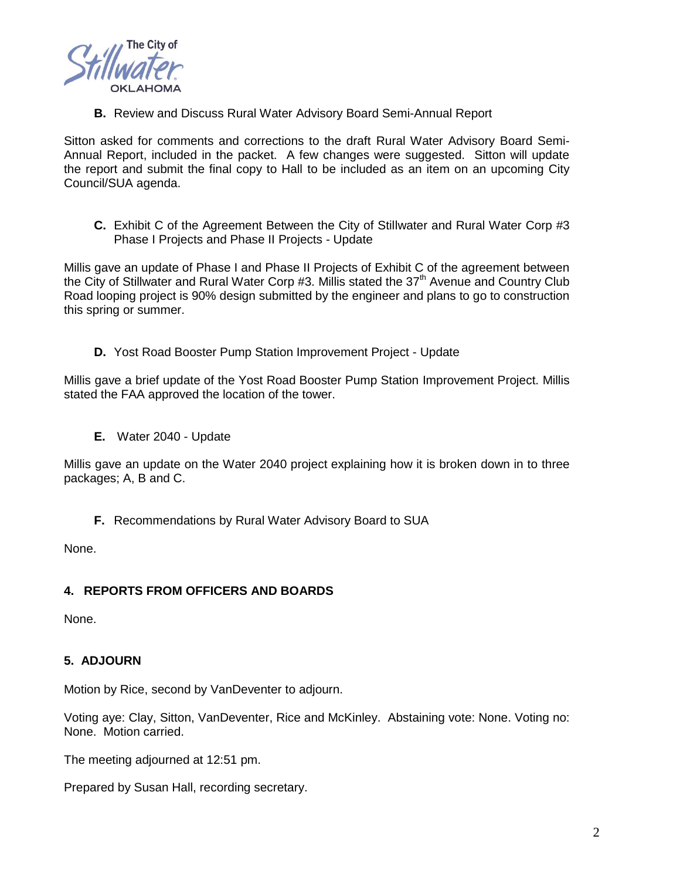**B.** Review and Discuss Rural Water Advisory Board Semi-Annual Report

Sitton asked for comments and corrections to the draft Rural Water Advisory Board Semi-Annual Report, included in the packet. A few changes were suggested. Sitton will update the report and submit the final copy to Hall to be included as an item on an upcoming City Council/SUA agenda.

**C.** Exhibit C of the Agreement Between the City of Stillwater and Rural Water Corp #3 Phase I Projects and Phase II Projects - Update

Millis gave an update of Phase I and Phase II Projects of Exhibit C of the agreement between the City of Stillwater and Rural Water Corp #3. Millis stated the 37th Avenue and Country Club Road looping project is 90% design submitted by the engineer and plans to go to construction this spring or summer.

**D.** Yost Road Booster Pump Station Improvement Project - Update

Millis gave a brief update of the Yost Road Booster Pump Station Improvement Project. Millis stated the FAA approved the location of the tower.

**E.** Water 2040 - Update

Millis gave an update on the Water 2040 project explaining how it is broken down in to three packages; A, B and C.

**F.** Recommendations by Rural Water Advisory Board to SUA

None.

## 4. REPORTS FROM OFFICERS AND BOARDS

None.

## 5. ADJOURN

Motion by Rice, second by VanDeventer to adjourn.

Voting aye: Clay, Sitton, VanDeventer, Rice and McKinley. Abstaining vote: None. Voting no: None. Motion carried.

The meeting adjourned at 12:51 pm.

Prepared by Susan Hall, recording secretary.